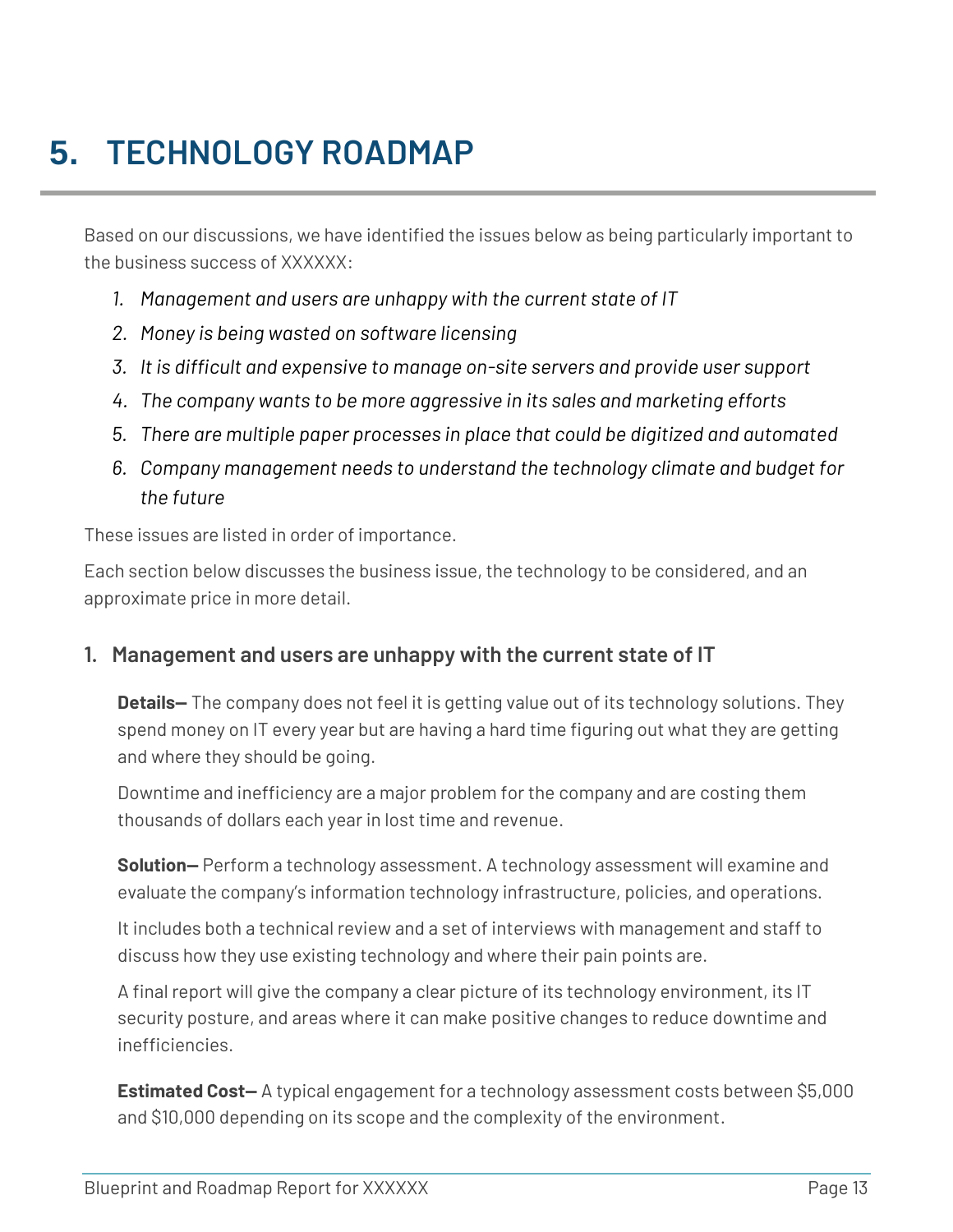# 5. TECHNOLOGY ROADMAP

Based on our discussions, we have identified the issues below as being particularly important to the business success of XXXXXX:

1. *Management and users are unhappy with the current state of IT*
2. *Money is being wasted on software licensing*
3. *It is difficult and expensive to manage on-site servers and provide user support*
4. *The company wants to be more aggressive in its sales and marketing efforts*
5. *There are multiple paper processes in place that could be digitized and automated*
6. *Company management needs to understand the technology climate and budget for the future*

These issues are listed in order of importance.

Each section below discusses the business issue, the technology to be considered, and an approximate price in more detail.

## 1. Management and users are unhappy with the current state of IT

**Details—** The company does not feel it is getting value out of its technology solutions. They spend money on IT every year but are having a hard time figuring out what they are getting and where they should be going.

Downtime and inefficiency are a major problem for the company and are costing them thousands of dollars each year in lost time and revenue.

**Solution—** Perform a technology assessment. A technology assessment will examine and evaluate the company's information technology infrastructure, policies, and operations.

It includes both a technical review and a set of interviews with management and staff to discuss how they use existing technology and where their pain points are.

A final report will give the company a clear picture of its technology environment, its IT security posture, and areas where it can make positive changes to reduce downtime and inefficiencies.

**Estimated Cost—** A typical engagement for a technology assessment costs between $5,000 and $10,000 depending on its scope and the complexity of the environment.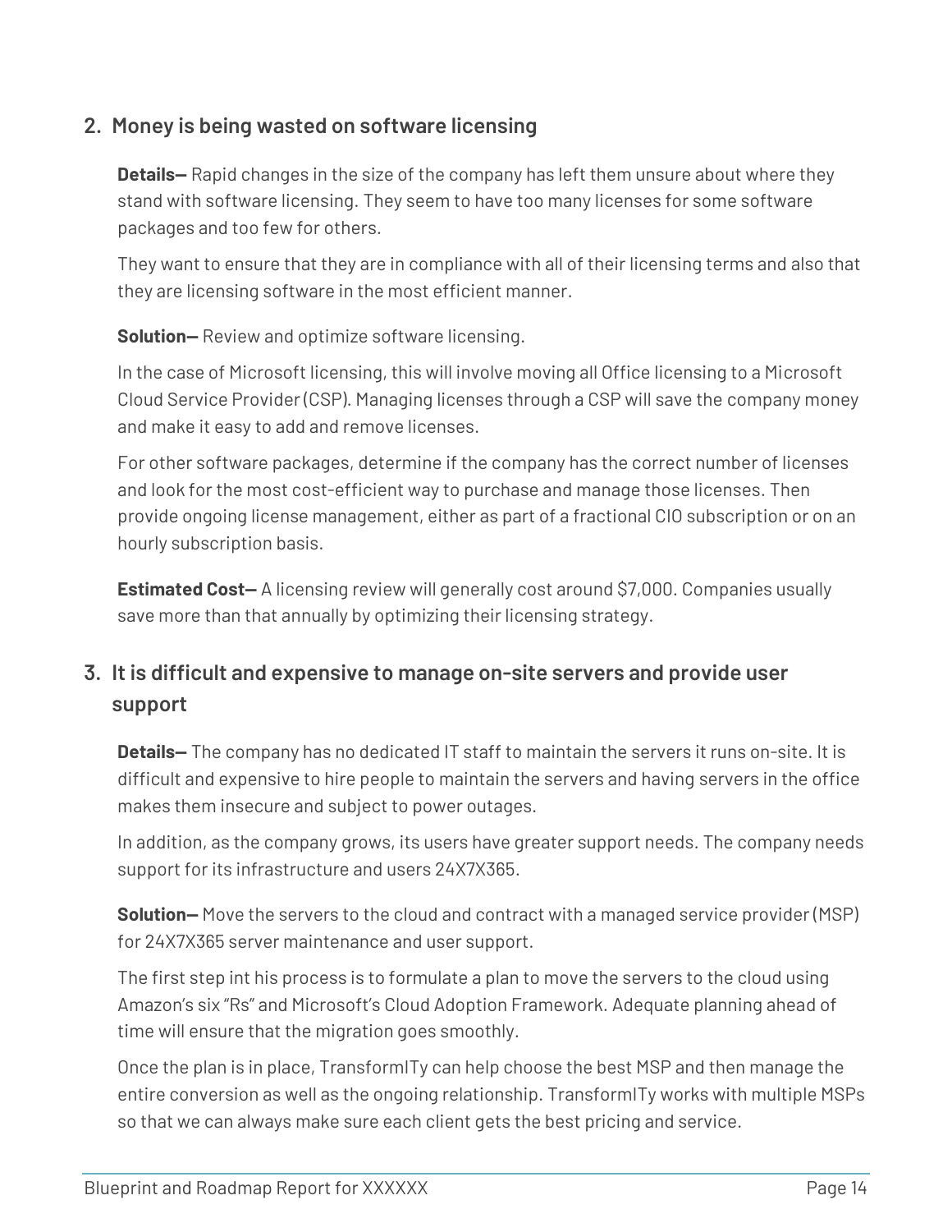## 2. Money is being wasted on software licensing

**Details—** Rapid changes in the size of the company has left them unsure about where they stand with software licensing. They seem to have too many licenses for some software packages and too few for others.

They want to ensure that they are in compliance with all of their licensing terms and also that they are licensing software in the most efficient manner.

**Solution—** Review and optimize software licensing.

In the case of Microsoft licensing, this will involve moving all Office licensing to a Microsoft Cloud Service Provider (CSP). Managing licenses through a CSP will save the company money and make it easy to add and remove licenses.

For other software packages, determine if the company has the correct number of licenses and look for the most cost-efficient way to purchase and manage those licenses. Then provide ongoing license management, either as part of a fractional CIO subscription or on an hourly subscription basis.

**Estimated Cost—** A licensing review will generally cost around $7,000. Companies usually save more than that annually by optimizing their licensing strategy.

## 3. It is difficult and expensive to manage on-site servers and provide user support

**Details—** The company has no dedicated IT staff to maintain the servers it runs on-site. It is difficult and expensive to hire people to maintain the servers and having servers in the office makes them insecure and subject to power outages.

In addition, as the company grows, its users have greater support needs. The company needs support for its infrastructure and users 24X7X365.

**Solution—** Move the servers to the cloud and contract with a managed service provider (MSP) for 24X7X365 server maintenance and user support.

The first step int his process is to formulate a plan to move the servers to the cloud using Amazon's six "Rs" and Microsoft's Cloud Adoption Framework. Adequate planning ahead of time will ensure that the migration goes smoothly.

Once the plan is in place, TransformITy can help choose the best MSP and then manage the entire conversion as well as the ongoing relationship. TransformITy works with multiple MSPs so that we can always make sure each client gets the best pricing and service.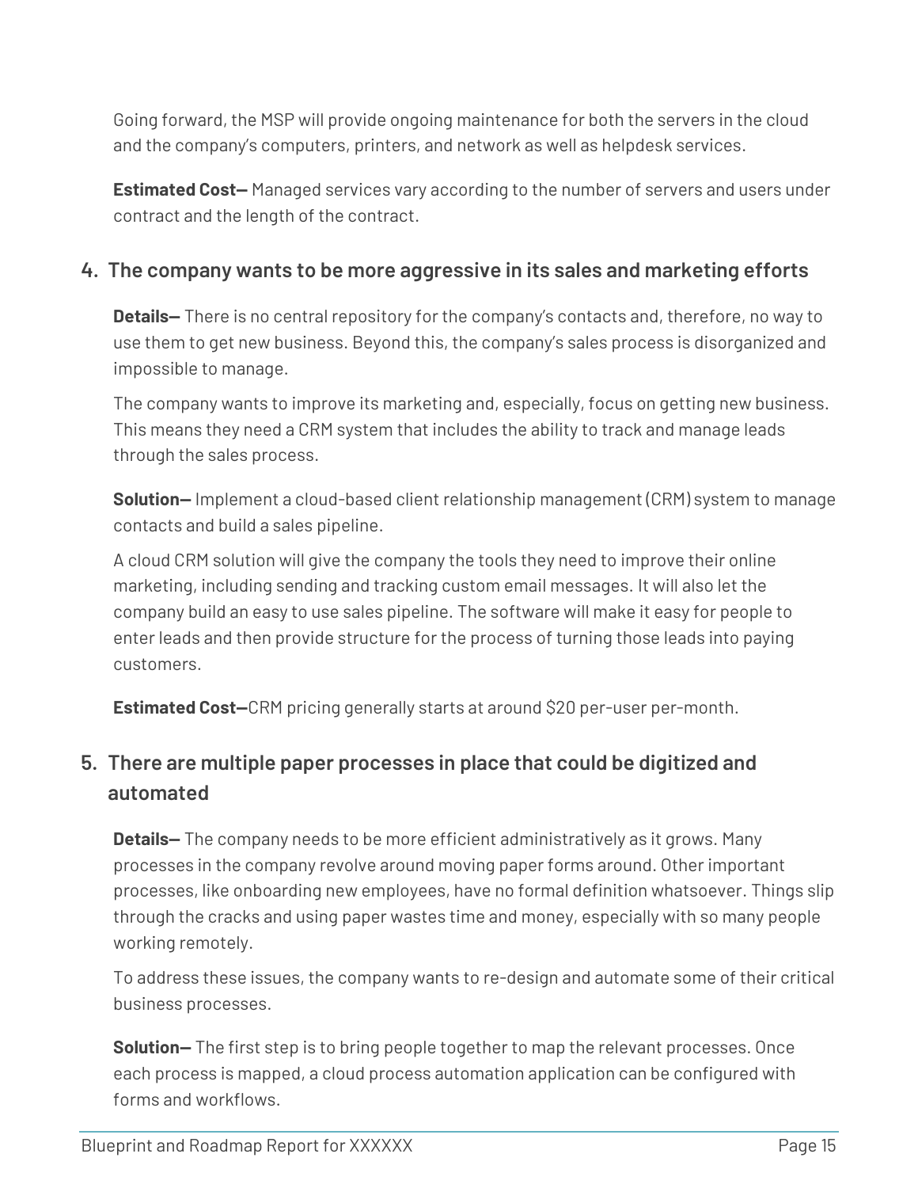Going forward, the MSP will provide ongoing maintenance for both the servers in the cloud and the company's computers, printers, and network as well as helpdesk services.

**Estimated Cost—** Managed services vary according to the number of servers and users under contract and the length of the contract.

### 4. The company wants to be more aggressive in its sales and marketing efforts

**Details—** There is no central repository for the company's contacts and, therefore, no way to use them to get new business. Beyond this, the company's sales process is disorganized and impossible to manage.

The company wants to improve its marketing and, especially, focus on getting new business. This means they need a CRM system that includes the ability to track and manage leads through the sales process.

**Solution—** Implement a cloud-based client relationship management (CRM) system to manage contacts and build a sales pipeline.

A cloud CRM solution will give the company the tools they need to improve their online marketing, including sending and tracking custom email messages. It will also let the company build an easy to use sales pipeline. The software will make it easy for people to enter leads and then provide structure for the process of turning those leads into paying customers.

**Estimated Cost—**CRM pricing generally starts at around $20 per-user per-month.

### 5. There are multiple paper processes in place that could be digitized and automated

**Details—** The company needs to be more efficient administratively as it grows. Many processes in the company revolve around moving paper forms around. Other important processes, like onboarding new employees, have no formal definition whatsoever. Things slip through the cracks and using paper wastes time and money, especially with so many people working remotely.

To address these issues, the company wants to re-design and automate some of their critical business processes.

**Solution—** The first step is to bring people together to map the relevant processes. Once each process is mapped, a cloud process automation application can be configured with forms and workflows.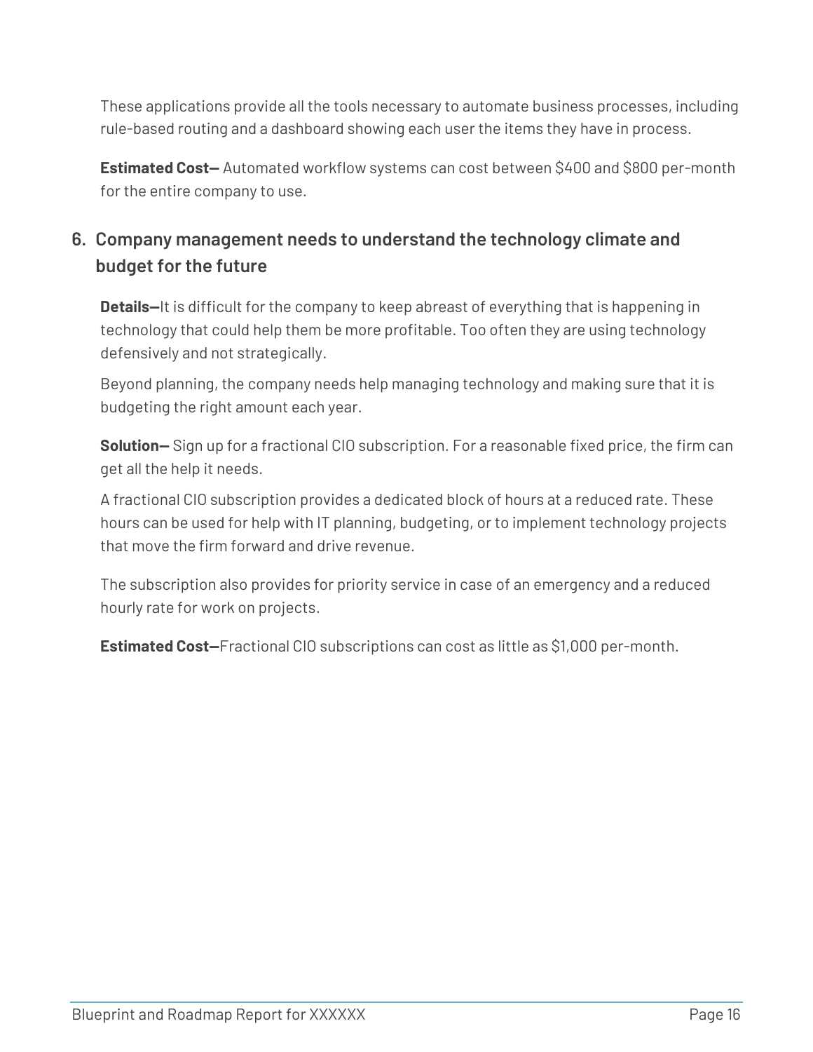These applications provide all the tools necessary to automate business processes, including rule-based routing and a dashboard showing each user the items they have in process.

**Estimated Cost—** Automated workflow systems can cost between $400 and $800 per-month for the entire company to use.

### 6. Company management needs to understand the technology climate and budget for the future

**Details—**It is difficult for the company to keep abreast of everything that is happening in technology that could help them be more profitable. Too often they are using technology defensively and not strategically.

Beyond planning, the company needs help managing technology and making sure that it is budgeting the right amount each year.

**Solution—** Sign up for a fractional CIO subscription. For a reasonable fixed price, the firm can get all the help it needs.

A fractional CIO subscription provides a dedicated block of hours at a reduced rate. These hours can be used for help with IT planning, budgeting, or to implement technology projects that move the firm forward and drive revenue.

The subscription also provides for priority service in case of an emergency and a reduced hourly rate for work on projects.

**Estimated Cost—**Fractional CIO subscriptions can cost as little as $1,000 per-month.